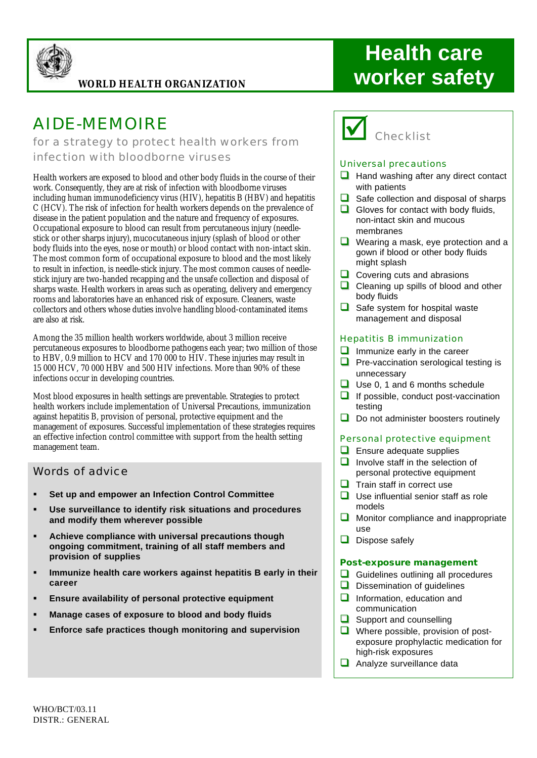WORLD HEALTH ORGANIZATION

# Health care worker safety

# AIDE-MEMOIRE

## for a strategy to protect health workers from infection with bloodborne viruses

Health workers are exposed to blood and other body fluids in the course of their work. Consequently, they are at risk of infection with bloodborne viruses including human immunodeficiency virus (HIV), hepatitis B (HBV) and hepatitis C (HCV). The risk of infection for health workers depends on the prevalence of disease in the patient population and the nature and frequency of exposures. Occupational exposure to blood can result from percutaneous injury (needle-stick or other sharps injury), mucocutaneous injury (splash of blood or other body fluids into the eyes, nose or mouth) or blood contact with non-intact skin. The most common form of occupational exposure to blood and the most likely to result in infection, is needle-stick injury. The most common causes of needle-stick injury are two-handed recapping and the unsafe collection and disposal of sharps waste. Health workers in areas such as operating, delivery and emergency rooms and laboratories have an enhanced risk of exposure. Cleaners, waste collectors and others whose duties involve handling blood-contaminated items are also at risk.

Among the 35 million health workers worldwide, about 3 million receive percutaneous exposures to bloodborne pathogens each year; two million of those to HBV, 0.9 million to HCV and 170 000 to HIV. These injuries may result in 15 000 HCV, 70 000 HBV and 500 HIV infections. More than 90% of these infections occur in developing countries.

Most blood exposures in health settings are preventable. Strategies to protect health workers include implementation of Universal Precautions, immunization against hepatitis B, provision of personal, protective equipment and the management of exposures. Successful implementation of these strategies requires an effective infection control committee with support from the health setting management team.

### Words of advice

- **Set up and empower an Infection Control Committee**
- **Use surveillance to identify risk situations and procedures and modify them wherever possible**
- **Achieve compliance with universal precautions though ongoing commitment, training of all staff members and provision of supplies**
- **Immunize health care workers against hepatitis B early in their career**
- **Ensure availability of personal protective equipment**
- **Manage cases of exposure to blood and body fluids**
- **Enforce safe practices though monitoring and supervision**

## Checklist

### Universal precautions

- ❑ Hand washing after any direct contact with patients
- ❑ Safe collection and disposal of sharps
- ❑ Gloves for contact with body fluids, non-intact skin and mucous membranes
- ❑ Wearing a mask, eye protection and a gown if blood or other body fluids might splash
- ❑ Covering cuts and abrasions
- ❑ Cleaning up spills of blood and other body fluids
- ❑ Safe system for hospital waste management and disposal

### Hepatitis B immunization

- ❑ Immunize early in the career
- ❑ Pre-vaccination serological testing is unnecessary
- ❑ Use 0, 1 and 6 months schedule
- ❑ If possible, conduct post-vaccination testing
- ❑ Do not administer boosters routinely

### Personal protective equipment

- ❑ Ensure adequate supplies
- ❑ Involve staff in the selection of personal protective equipment
- ❑ Train staff in correct use
- ❑ Use influential senior staff as role models
- ❑ Monitor compliance and inappropriate use
- ❑ Dispose safely

### Post-exposure management

- ❑ Guidelines outlining all procedures
- ❑ Dissemination of guidelines
- ❑ Information, education and communication
- ❑ Support and counselling
- ❑ Where possible, provision of post-exposure prophylactic medication for high-risk exposures
- ❑ Analyze surveillance data

WHO/BCT/03.11
DISTR.: GENERAL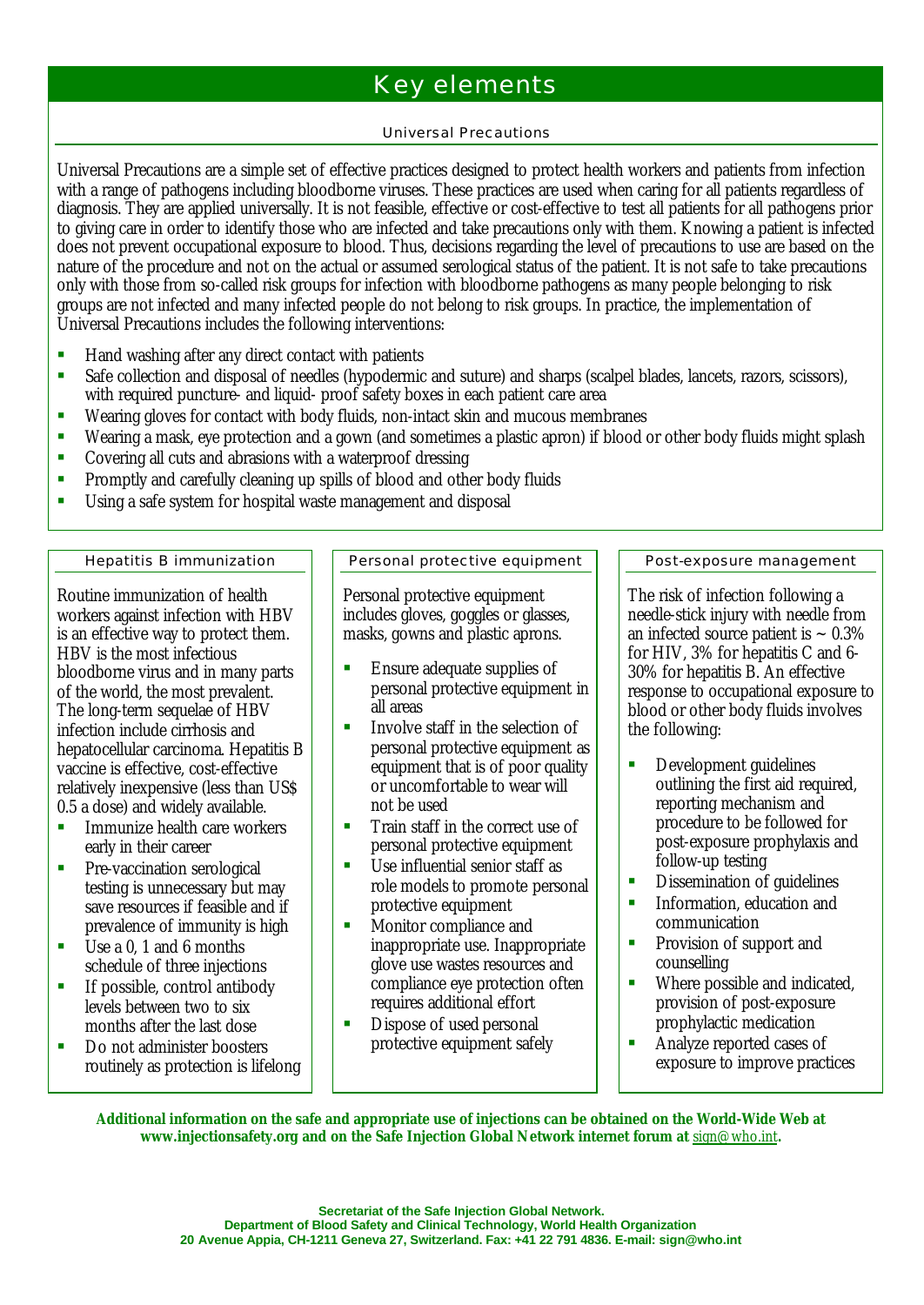# Key elements

## Universal Precautions

Universal Precautions are a simple set of effective practices designed to protect health workers and patients from infection with a range of pathogens including bloodborne viruses. These practices are used when caring for all patients regardless of diagnosis. They are applied universally. It is not feasible, effective or cost-effective to test all patients for all pathogens prior to giving care in order to identify those who are infected and take precautions only with them. Knowing a patient is infected does not prevent occupational exposure to blood. Thus, decisions regarding the level of precautions to use are based on the nature of the procedure and not on the actual or assumed serological status of the patient. It is not safe to take precautions only with those from so-called risk groups for infection with bloodborne pathogens as many people belonging to risk groups are not infected and many infected people do not belong to risk groups. In practice, the implementation of Universal Precautions includes the following interventions:

- Hand washing after any direct contact with patients
- Safe collection and disposal of needles (hypodermic and suture) and sharps (scalpel blades, lancets, razors, scissors), with required puncture- and liquid- proof safety boxes in each patient care area
- Wearing gloves for contact with body fluids, non-intact skin and mucous membranes
- Wearing a mask, eye protection and a gown (and sometimes a plastic apron) if blood or other body fluids might splash
- Covering all cuts and abrasions with a waterproof dressing
- Promptly and carefully cleaning up spills of blood and other body fluids
- Using a safe system for hospital waste management and disposal

## Hepatitis B immunization

Routine immunization of health workers against infection with HBV is an effective way to protect them. HBV is the most infectious bloodborne virus and in many parts of the world, the most prevalent. The long-term sequelae of HBV infection include cirrhosis and hepatocellular carcinoma. Hepatitis B vaccine is effective, cost-effective relatively inexpensive (less than US$ 0.5 a dose) and widely available.

- Immunize health care workers early in their career
- Pre-vaccination serological testing is unnecessary but may save resources if feasible and if prevalence of immunity is high
- Use a 0, 1 and 6 months schedule of three injections
- If possible, control antibody levels between two to six months after the last dose
- Do not administer boosters routinely as protection is lifelong

## Personal protective equipment

Personal protective equipment includes gloves, goggles or glasses, masks, gowns and plastic aprons.

- Ensure adequate supplies of personal protective equipment in all areas
- Involve staff in the selection of personal protective equipment as equipment that is of poor quality or uncomfortable to wear will not be used
- Train staff in the correct use of personal protective equipment
- Use influential senior staff as role models to promote personal protective equipment
- Monitor compliance and inappropriate use. Inappropriate glove use wastes resources and compliance eye protection often requires additional effort
- Dispose of used personal protective equipment safely

## Post-exposure management

The risk of infection following a needle-stick injury with needle from an infected source patient is ~ 0.3% for HIV, 3% for hepatitis C and 6-30% for hepatitis B. An effective response to occupational exposure to blood or other body fluids involves the following:

- Development guidelines outlining the first aid required, reporting mechanism and procedure to be followed for post-exposure prophylaxis and follow-up testing
- Dissemination of guidelines
- Information, education and communication
- Provision of support and counselling
- Where possible and indicated, provision of post-exposure prophylactic medication
- Analyze reported cases of exposure to improve practices

**Additional information on the safe and appropriate use of injections can be obtained on the World-Wide Web at www.injectionsafety.org and on the Safe Injection Global Network internet forum at sign@who.int.**

**Secretariat of the Safe Injection Global Network.**
**Department of Blood Safety and Clinical Technology, World Health Organization**
**20 Avenue Appia, CH-1211 Geneva 27, Switzerland. Fax: +41 22 791 4836. E-mail: sign@who.int**